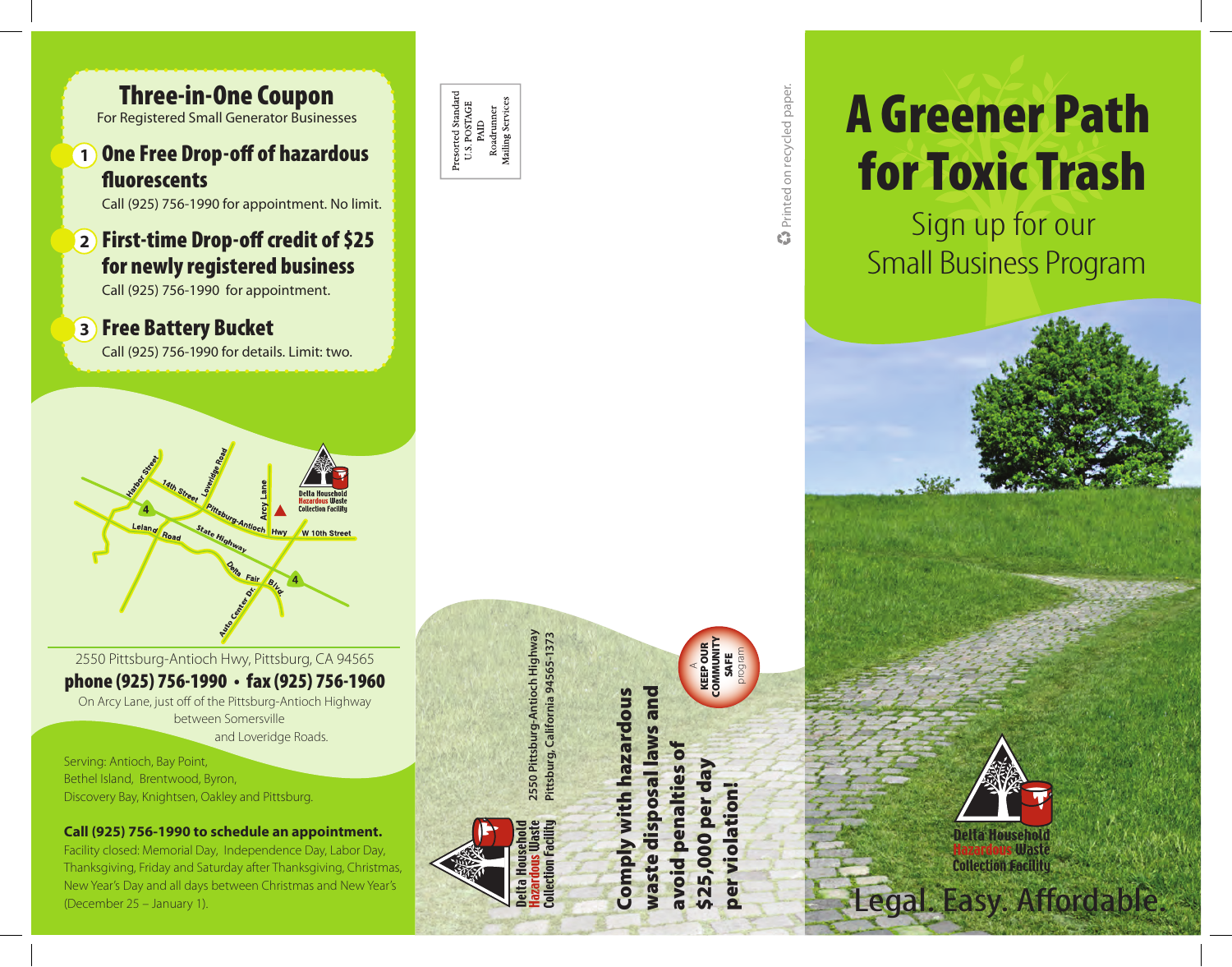## Three-in-One Coupon

For Registered Small Generator Businesses

1. **One Free Drop-off of hazardous fluorescents**
   Call (925) 756-1990 for appointment. No limit.
2. **First-time Drop-off credit of $25 for newly registered business**
   Call (925) 756-1990 for appointment.
3. **Free Battery Bucket**
   Call (925) 756-1990 for details. Limit: two.

2550 Pittsburg-Antioch Hwy, Pittsburg, CA 94565

**phone (925) 756-1990 • fax (925) 756-1960**

On Arcy Lane, just off of the Pittsburg-Antioch Highway between Somersville and Loveridge Roads.

Serving: Antioch, Bay Point, Bethel Island, Brentwood, Byron, Discovery Bay, Knightsen, Oakley and Pittsburg.

**Call (925) 756-1990 to schedule an appointment.**

Facility closed: Memorial Day, Independence Day, Labor Day, Thanksgiving, Friday and Saturday after Thanksgiving, Christmas, New Year's Day and all days between Christmas and New Year's (December 25 – January 1).

Presorted Standard
U.S. POSTAGE
PAID
Roadrunner
Mailing Services

Delta Household Hazardous Waste Collection Facility
2550 Pittsburg-Antioch Highway
Pittsburg, California 94565-1373

**Comply with hazardous waste disposal laws and avoid penalties of $25,000 per day per violation!**

A KEEP OUR COMMUNITY SAFE program

Printed on recycled paper.

# A Greener Path for Toxic Trash

Sign up for our Small Business Program

Delta Household Hazardous Waste Collection Facility

Legal. Easy. Affordable.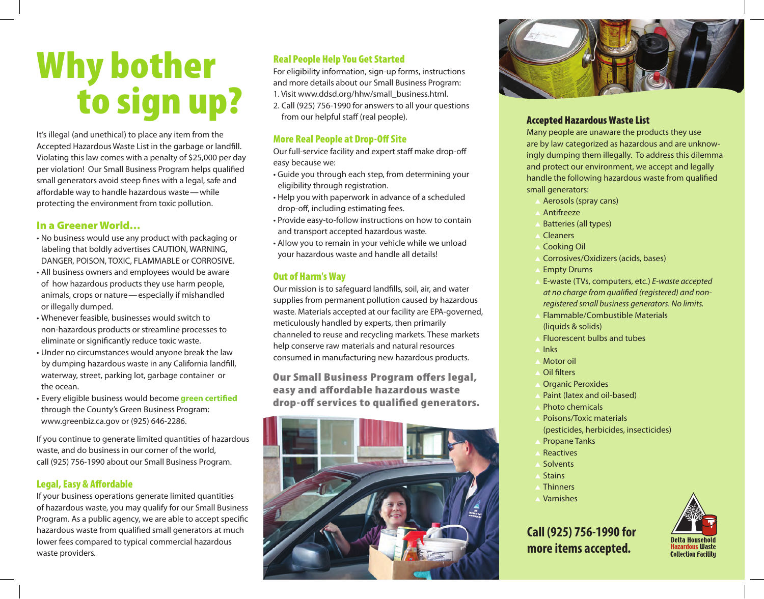# Why bother to sign up?

It's illegal (and unethical) to place any item from the Accepted Hazardous Waste List in the garbage or landfill. Violating this law comes with a penalty of $25,000 per day per violation! Our Small Business Program helps qualified small generators avoid steep fines with a legal, safe and affordable way to handle hazardous waste—while protecting the environment from toxic pollution.

## In a Greener World...

- No business would use any product with packaging or labeling that boldly advertises CAUTION, WARNING, DANGER, POISON, TOXIC, FLAMMABLE or CORROSIVE.
- All business owners and employees would be aware of how hazardous products they use harm people, animals, crops or nature—especially if mishandled or illegally dumped.
- Whenever feasible, businesses would switch to non-hazardous products or streamline processes to eliminate or significantly reduce toxic waste.
- Under no circumstances would anyone break the law by dumping hazardous waste in any California landfill, waterway, street, parking lot, garbage container or the ocean.
- Every eligible business would become **green certified** through the County's Green Business Program: www.greenbiz.ca.gov or (925) 646-2286.

If you continue to generate limited quantities of hazardous waste, and do business in our corner of the world, call (925) 756-1990 about our Small Business Program.

## Legal, Easy & Affordable

If your business operations generate limited quantities of hazardous waste, you may qualify for our Small Business Program. As a public agency, we are able to accept specific hazardous waste from qualified small generators at much lower fees compared to typical commercial hazardous waste providers.

## Real People Help You Get Started

For eligibility information, sign-up forms, instructions and more details about our Small Business Program:

1. Visit www.ddsd.org/hhw/small_business.html.
2. Call (925) 756-1990 for answers to all your questions from our helpful staff (real people).

## More Real People at Drop-Off Site

Our full-service facility and expert staff make drop-off easy because we:

- Guide you through each step, from determining your eligibility through registration.
- Help you with paperwork in advance of a scheduled drop-off, including estimating fees.
- Provide easy-to-follow instructions on how to contain and transport accepted hazardous waste.
- Allow you to remain in your vehicle while we unload your hazardous waste and handle all details!

## Out of Harm's Way

Our mission is to safeguard landfills, soil, air, and water supplies from permanent pollution caused by hazardous waste. Materials accepted at our facility are EPA-governed, meticulously handled by experts, then primarily channeled to reuse and recycling markets. These markets help conserve raw materials and natural resources consumed in manufacturing new hazardous products.

**Our Small Business Program offers legal, easy and affordable hazardous waste drop-off services to qualified generators.**

## Accepted Hazardous Waste List

Many people are unaware the products they use are by law categorized as hazardous and are unknowingly dumping them illegally. To address this dilemma and protect our environment, we accept and legally handle the following hazardous waste from qualified small generators:

- Aerosols (spray cans)
- Antifreeze
- Batteries (all types)
- Cleaners
- Cooking Oil
- Corrosives/Oxidizers (acids, bases)
- Empty Drums
- E-waste (TVs, computers, etc.) *E-waste accepted at no charge from qualified (registered) and non-registered small business generators. No limits.*
- Flammable/Combustible Materials (liquids & solids)
- Fluorescent bulbs and tubes
- Inks
- Motor oil
- Oil filters
- Organic Peroxides
- Paint (latex and oil-based)
- Photo chemicals
- Poisons/Toxic materials (pesticides, herbicides, insecticides)
- Propane Tanks
- Reactives
- Solvents
- Stains
- Thinners
- Varnishes

**Call (925) 756-1990 for more items accepted.**

Delta Household Hazardous Waste Collection Facility